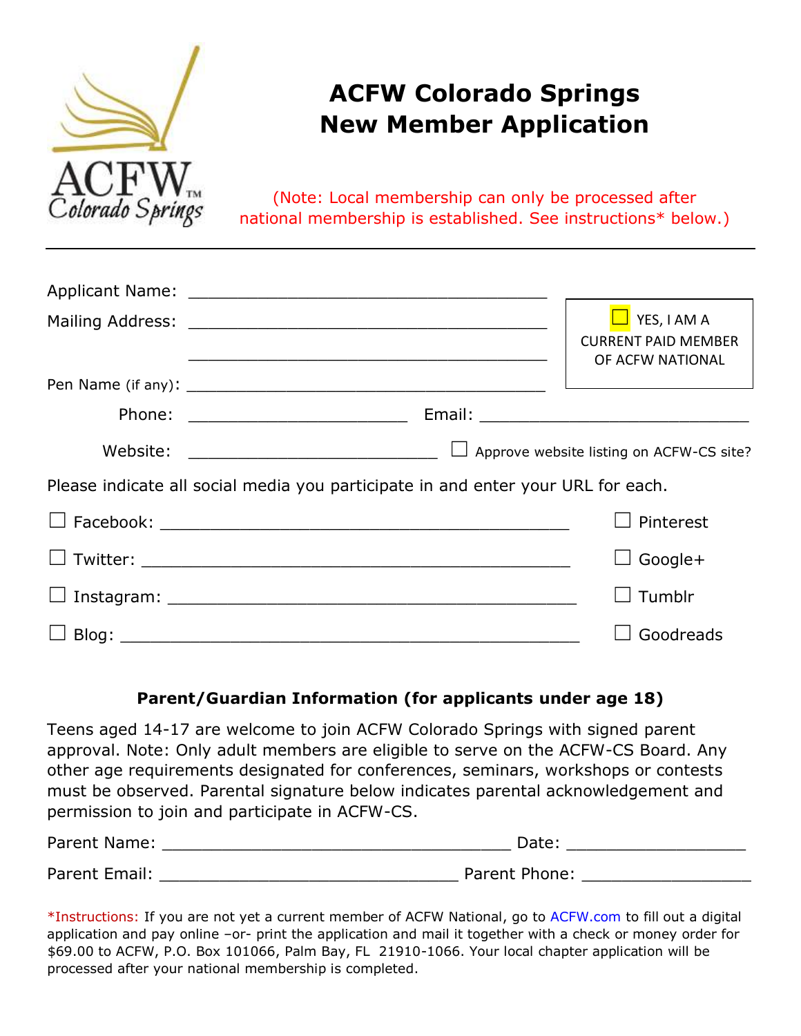# ACFW Colorado Springs New Member Application

(Note: Local membership can only be processed after national membership is established. See instructions* below.)

---

Applicant Name: ______________________________________

Mailing Address: ______________________________________

______________________________________

Pen Name (if any): ______________________________________

☐ YES, I AM A CURRENT PAID MEMBER OF ACFW NATIONAL

Phone: _______________________ Email: ____________________________

Website: __________________________ ☐ Approve website listing on ACFW-CS site?

Please indicate all social media you participate in and enter your URL for each.

☐ Facebook: ____________________________________________ ☐ Pinterest

☐ Twitter: ____________________________________________ ☐ Google+

☐ Instagram: ____________________________________________ ☐ Tumblr

☐ Blog: ____________________________________________ ☐ Goodreads

**Parent/Guardian Information (for applicants under age 18)**

Teens aged 14-17 are welcome to join ACFW Colorado Springs with signed parent approval. Note: Only adult members are eligible to serve on the ACFW-CS Board. Any other age requirements designated for conferences, seminars, workshops or contests must be observed. Parental signature below indicates parental acknowledgement and permission to join and participate in ACFW-CS.

Parent Name: ____________________________________ Date: __________________

Parent Email: _______________________________ Parent Phone: _________________

*Instructions: If you are not yet a current member of ACFW National, go to ACFW.com to fill out a digital application and pay online –or- print the application and mail it together with a check or money order for $69.00 to ACFW, P.O. Box 101066, Palm Bay, FL 21910-1066. Your local chapter application will be processed after your national membership is completed.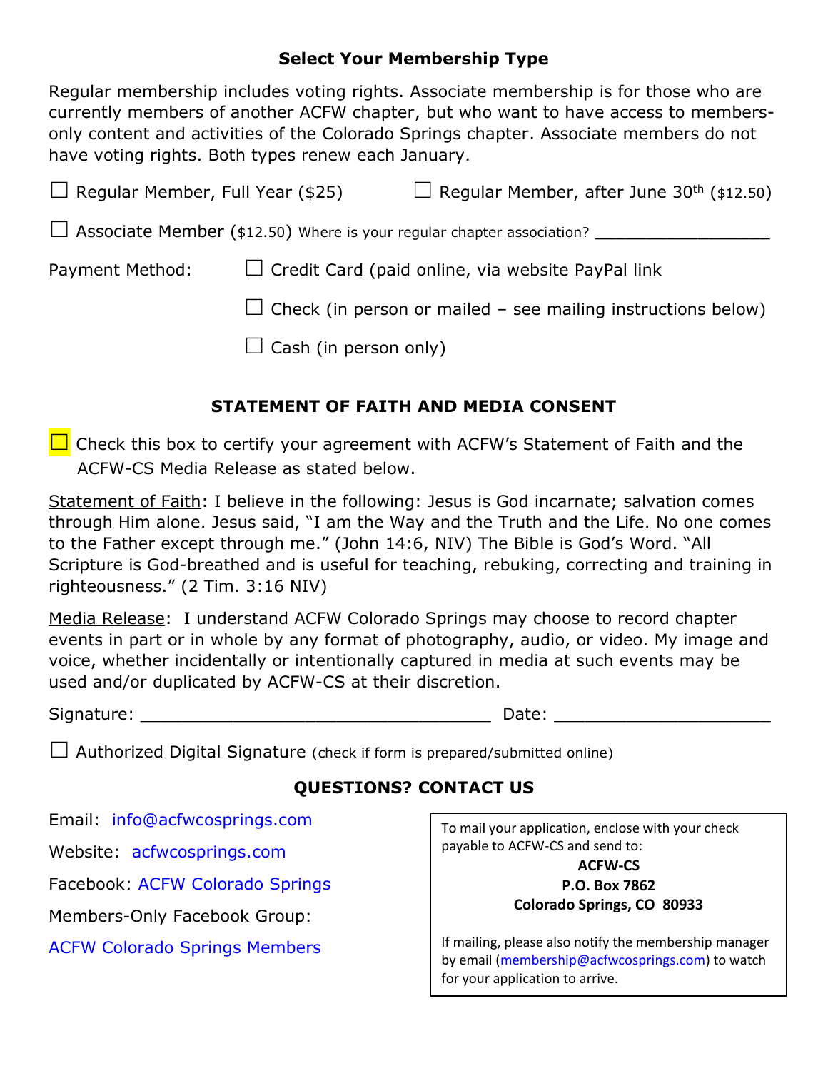## Select Your Membership Type

Regular membership includes voting rights. Associate membership is for those who are currently members of another ACFW chapter, but who want to have access to members-only content and activities of the Colorado Springs chapter. Associate members do not have voting rights. Both types renew each January.

☐ Regular Member, Full Year ($25) ☐ Regular Member, after June 30th ($12.50)

☐ Associate Member ($12.50) Where is your regular chapter association? ___________________

Payment Method:

☐ Credit Card (paid online, via website PayPal link

☐ Check (in person or mailed – see mailing instructions below)

☐ Cash (in person only)

## STATEMENT OF FAITH AND MEDIA CONSENT

☐ Check this box to certify your agreement with ACFW's Statement of Faith and the ACFW-CS Media Release as stated below.

Statement of Faith: I believe in the following: Jesus is God incarnate; salvation comes through Him alone. Jesus said, "I am the Way and the Truth and the Life. No one comes to the Father except through me." (John 14:6, NIV) The Bible is God's Word. "All Scripture is God-breathed and is useful for teaching, rebuking, correcting and training in righteousness." (2 Tim. 3:16 NIV)

Media Release: I understand ACFW Colorado Springs may choose to record chapter events in part or in whole by any format of photography, audio, or video. My image and voice, whether incidentally or intentionally captured in media at such events may be used and/or duplicated by ACFW-CS at their discretion.

Signature: ___________________________________ Date: _____________________

☐ Authorized Digital Signature (check if form is prepared/submitted online)

## QUESTIONS? CONTACT US

Email: info@acfwcosprings.com

Website: acfwcosprings.com

Facebook: ACFW Colorado Springs

Members-Only Facebook Group:

ACFW Colorado Springs Members

To mail your application, enclose with your check payable to ACFW-CS and send to:

**ACFW-CS**
**P.O. Box 7862**
**Colorado Springs, CO 80933**

If mailing, please also notify the membership manager by email (membership@acfwcosprings.com) to watch for your application to arrive.